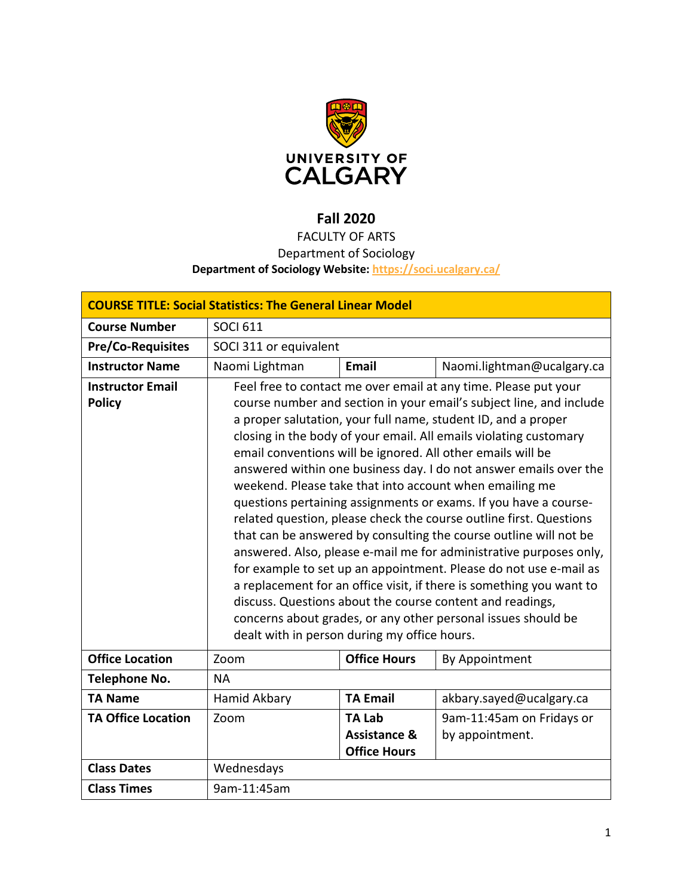**Fall 2020**

FACULTY OF ARTS

Department of Sociology

**Department of Sociology Website:** https://soci.ucalgary.ca/

| **COURSE TITLE: Social Statistics: The General Linear Model** | | | |
|---|---|---|---|
| **Course Number** | SOCI 611 | | |
| **Pre/Co-Requisites** | SOCI 311 or equivalent | | |
| **Instructor Name** | Naomi Lightman | **Email** | Naomi.lightman@ucalgary.ca |
| **Instructor Email Policy** | Feel free to contact me over email at any time. Please put your course number and section in your email's subject line, and include a proper salutation, your full name, student ID, and a proper closing in the body of your email. All emails violating customary email conventions will be ignored. All other emails will be answered within one business day. I do not answer emails over the weekend. Please take that into account when emailing me questions pertaining assignments or exams. If you have a course-related question, please check the course outline first. Questions that can be answered by consulting the course outline will not be answered. Also, please e-mail me for administrative purposes only, for example to set up an appointment. Please do not use e-mail as a replacement for an office visit, if there is something you want to discuss. Questions about the course content and readings, concerns about grades, or any other personal issues should be dealt with in person during my office hours. | | |
| **Office Location** | Zoom | **Office Hours** | By Appointment |
| **Telephone No.** | NA | | |
| **TA Name** | Hamid Akbary | **TA Email** | akbary.sayed@ucalgary.ca |
| **TA Office Location** | Zoom | **TA Lab Assistance & Office Hours** | 9am-11:45am on Fridays or by appointment. |
| **Class Dates** | Wednesdays | | |
| **Class Times** | 9am-11:45am | | |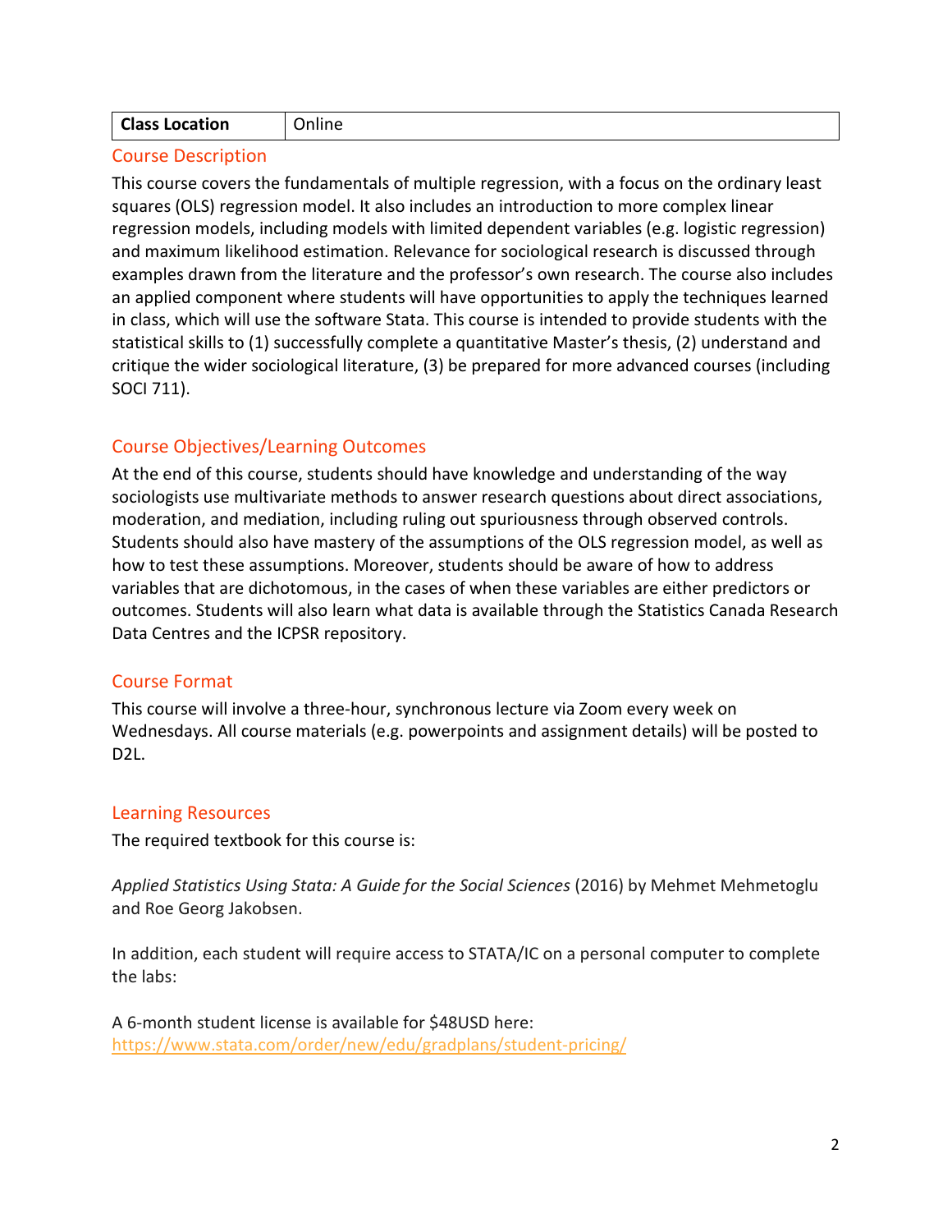| Class Location | Online |
| --- | --- |

## Course Description

This course covers the fundamentals of multiple regression, with a focus on the ordinary least squares (OLS) regression model. It also includes an introduction to more complex linear regression models, including models with limited dependent variables (e.g. logistic regression) and maximum likelihood estimation. Relevance for sociological research is discussed through examples drawn from the literature and the professor's own research. The course also includes an applied component where students will have opportunities to apply the techniques learned in class, which will use the software Stata. This course is intended to provide students with the statistical skills to (1) successfully complete a quantitative Master's thesis, (2) understand and critique the wider sociological literature, (3) be prepared for more advanced courses (including SOCI 711).

## Course Objectives/Learning Outcomes

At the end of this course, students should have knowledge and understanding of the way sociologists use multivariate methods to answer research questions about direct associations, moderation, and mediation, including ruling out spuriousness through observed controls. Students should also have mastery of the assumptions of the OLS regression model, as well as how to test these assumptions. Moreover, students should be aware of how to address variables that are dichotomous, in the cases of when these variables are either predictors or outcomes. Students will also learn what data is available through the Statistics Canada Research Data Centres and the ICPSR repository.

## Course Format

This course will involve a three-hour, synchronous lecture via Zoom every week on Wednesdays. All course materials (e.g. powerpoints and assignment details) will be posted to D2L.

## Learning Resources

The required textbook for this course is:

*Applied Statistics Using Stata: A Guide for the Social Sciences* (2016) by Mehmet Mehmetoglu and Roe Georg Jakobsen.

In addition, each student will require access to STATA/IC on a personal computer to complete the labs:

A 6-month student license is available for $48USD here:
https://www.stata.com/order/new/edu/gradplans/student-pricing/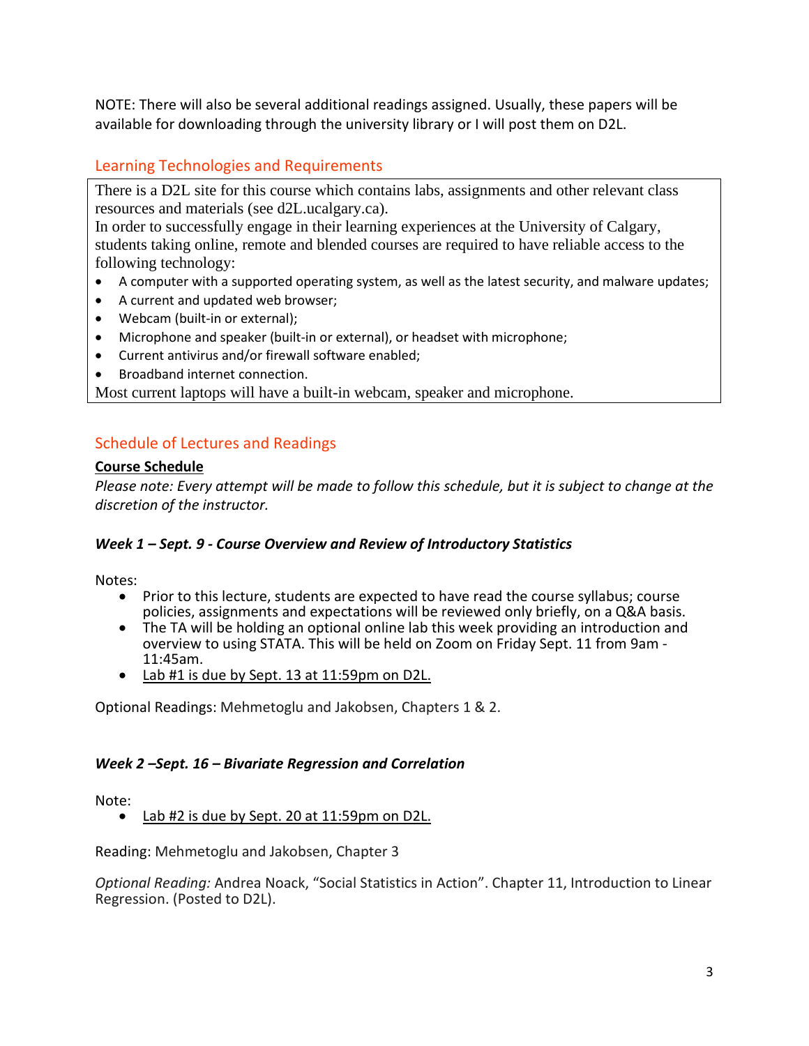NOTE: There will also be several additional readings assigned. Usually, these papers will be available for downloading through the university library or I will post them on D2L.

## Learning Technologies and Requirements

There is a D2L site for this course which contains labs, assignments and other relevant class resources and materials (see d2L.ucalgary.ca).
In order to successfully engage in their learning experiences at the University of Calgary, students taking online, remote and blended courses are required to have reliable access to the following technology:

- A computer with a supported operating system, as well as the latest security, and malware updates;
- A current and updated web browser;
- Webcam (built-in or external);
- Microphone and speaker (built-in or external), or headset with microphone;
- Current antivirus and/or firewall software enabled;
- Broadband internet connection.

Most current laptops will have a built-in webcam, speaker and microphone.

## Schedule of Lectures and Readings

### Course Schedule

*Please note: Every attempt will be made to follow this schedule, but it is subject to change at the discretion of the instructor.*

#### *Week 1 – Sept. 9 - Course Overview and Review of Introductory Statistics*

Notes:

- Prior to this lecture, students are expected to have read the course syllabus; course policies, assignments and expectations will be reviewed only briefly, on a Q&A basis.
- The TA will be holding an optional online lab this week providing an introduction and overview to using STATA. This will be held on Zoom on Friday Sept. 11 from 9am - 11:45am.
- Lab #1 is due by Sept. 13 at 11:59pm on D2L.

Optional Readings: Mehmetoglu and Jakobsen, Chapters 1 & 2.

#### *Week 2 –Sept. 16 – Bivariate Regression and Correlation*

Note:

- Lab #2 is due by Sept. 20 at 11:59pm on D2L.

Reading: Mehmetoglu and Jakobsen, Chapter 3

*Optional Reading:* Andrea Noack, "Social Statistics in Action". Chapter 11, Introduction to Linear Regression. (Posted to D2L).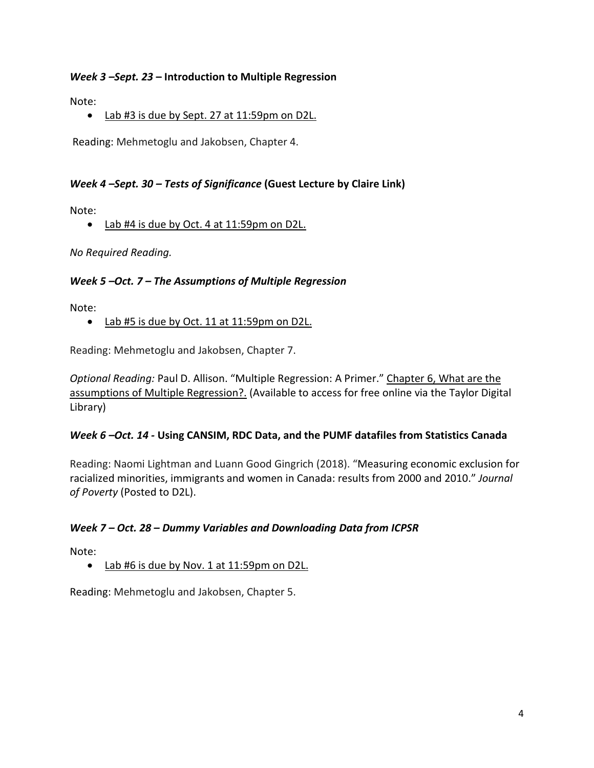### *Week 3 –Sept. 23* – **Introduction to Multiple Regression**

Note:

- <u>Lab #3 is due by Sept. 27 at 11:59pm on D2L.</u>

Reading: Mehmetoglu and Jakobsen, Chapter 4.

### *Week 4 –Sept. 30 – Tests of Significance* **(Guest Lecture by Claire Link)**

Note:

- <u>Lab #4 is due by Oct. 4 at 11:59pm on D2L.</u>

*No Required Reading.*

### *Week 5 –Oct. 7 – The Assumptions of Multiple Regression*

Note:

- <u>Lab #5 is due by Oct. 11 at 11:59pm on D2L.</u>

Reading: Mehmetoglu and Jakobsen, Chapter 7.

*Optional Reading:* Paul D. Allison. "Multiple Regression: A Primer." <u>Chapter 6, What are the assumptions of Multiple Regression?.</u> (Available to access for free online via the Taylor Digital Library)

### *Week 6 –Oct. 14 -* **Using CANSIM, RDC Data, and the PUMF datafiles from Statistics Canada**

Reading: Naomi Lightman and Luann Good Gingrich (2018). "Measuring economic exclusion for racialized minorities, immigrants and women in Canada: results from 2000 and 2010." *Journal of Poverty* (Posted to D2L).

### *Week 7 – Oct. 28 – Dummy Variables and Downloading Data from ICPSR*

Note:

- <u>Lab #6 is due by Nov. 1 at 11:59pm on D2L.</u>

Reading: Mehmetoglu and Jakobsen, Chapter 5.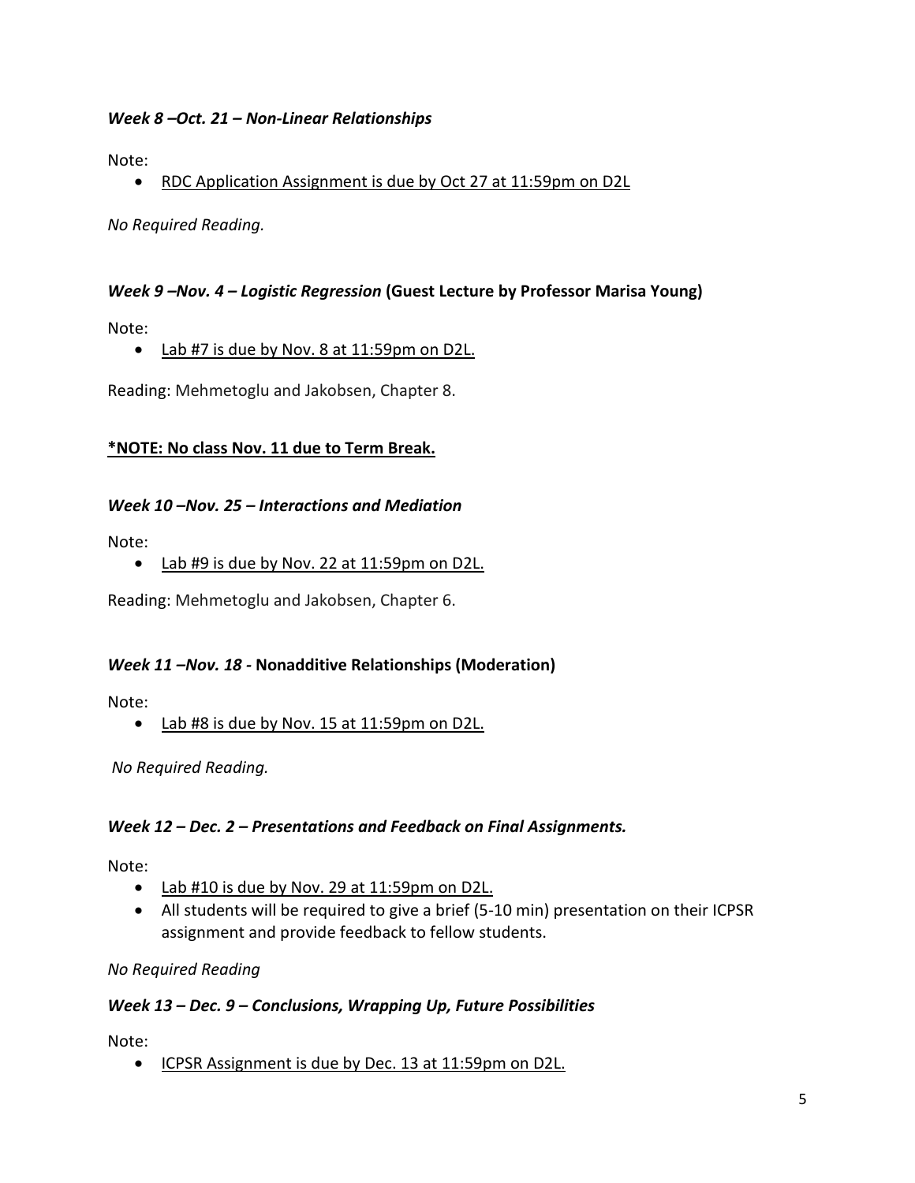***Week 8 –Oct. 21 – Non-Linear Relationships***

Note:

- RDC Application Assignment is due by Oct 27 at 11:59pm on D2L

*No Required Reading.*

***Week 9 –Nov. 4 – Logistic Regression* (Guest Lecture by Professor Marisa Young)**

Note:

- Lab #7 is due by Nov. 8 at 11:59pm on D2L.

Reading: Mehmetoglu and Jakobsen, Chapter 8.

**\*NOTE: No class Nov. 11 due to Term Break.**

***Week 10 –Nov. 25 – Interactions and Mediation***

Note:

- Lab #9 is due by Nov. 22 at 11:59pm on D2L.

Reading: Mehmetoglu and Jakobsen, Chapter 6.

***Week 11 –Nov. 18 -* Nonadditive Relationships (Moderation)**

Note:

- Lab #8 is due by Nov. 15 at 11:59pm on D2L.

*No Required Reading.*

***Week 12 – Dec. 2 – Presentations and Feedback on Final Assignments.***

Note:

- Lab #10 is due by Nov. 29 at 11:59pm on D2L.
- All students will be required to give a brief (5-10 min) presentation on their ICPSR assignment and provide feedback to fellow students.

*No Required Reading*

***Week 13 – Dec. 9 – Conclusions, Wrapping Up, Future Possibilities***

Note:

- ICPSR Assignment is due by Dec. 13 at 11:59pm on D2L.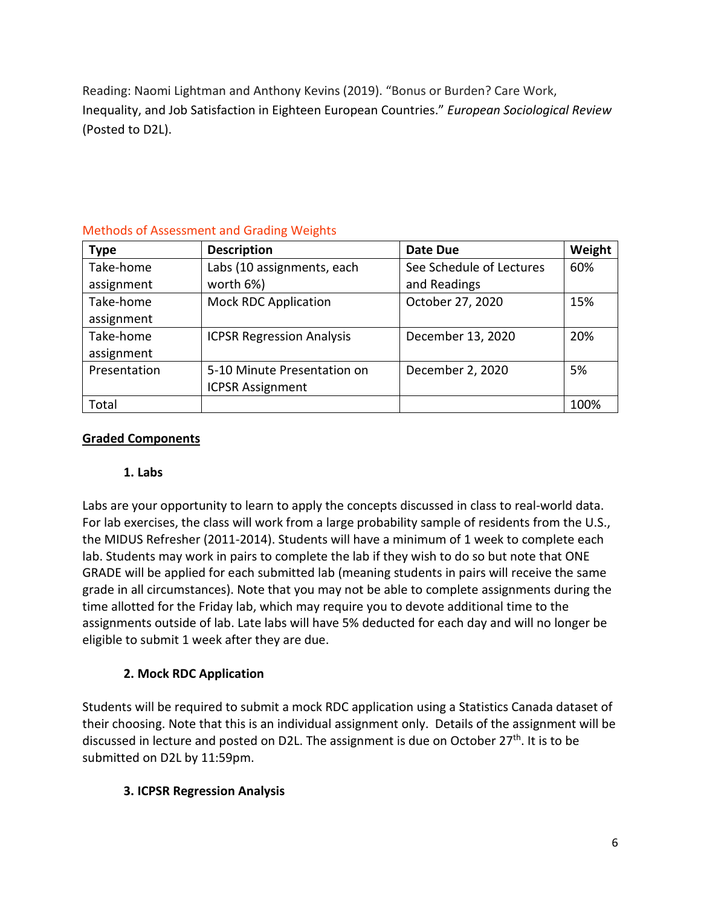Reading: Naomi Lightman and Anthony Kevins (2019). "Bonus or Burden? Care Work, Inequality, and Job Satisfaction in Eighteen European Countries." *European Sociological Review* (Posted to D2L).

## Methods of Assessment and Grading Weights

| Type | Description | Date Due | Weight |
| --- | --- | --- | --- |
| Take-home assignment | Labs (10 assignments, each worth 6%) | See Schedule of Lectures and Readings | 60% |
| Take-home assignment | Mock RDC Application | October 27, 2020 | 15% |
| Take-home assignment | ICPSR Regression Analysis | December 13, 2020 | 20% |
| Presentation | 5-10 Minute Presentation on ICPSR Assignment | December 2, 2020 | 5% |
| Total | | | 100% |

## Graded Components

### 1. Labs

Labs are your opportunity to learn to apply the concepts discussed in class to real-world data. For lab exercises, the class will work from a large probability sample of residents from the U.S., the MIDUS Refresher (2011-2014). Students will have a minimum of 1 week to complete each lab. Students may work in pairs to complete the lab if they wish to do so but note that ONE GRADE will be applied for each submitted lab (meaning students in pairs will receive the same grade in all circumstances). Note that you may not be able to complete assignments during the time allotted for the Friday lab, which may require you to devote additional time to the assignments outside of lab. Late labs will have 5% deducted for each day and will no longer be eligible to submit 1 week after they are due.

### 2. Mock RDC Application

Students will be required to submit a mock RDC application using a Statistics Canada dataset of their choosing. Note that this is an individual assignment only. Details of the assignment will be discussed in lecture and posted on D2L. The assignment is due on October 27th. It is to be submitted on D2L by 11:59pm.

### 3. ICPSR Regression Analysis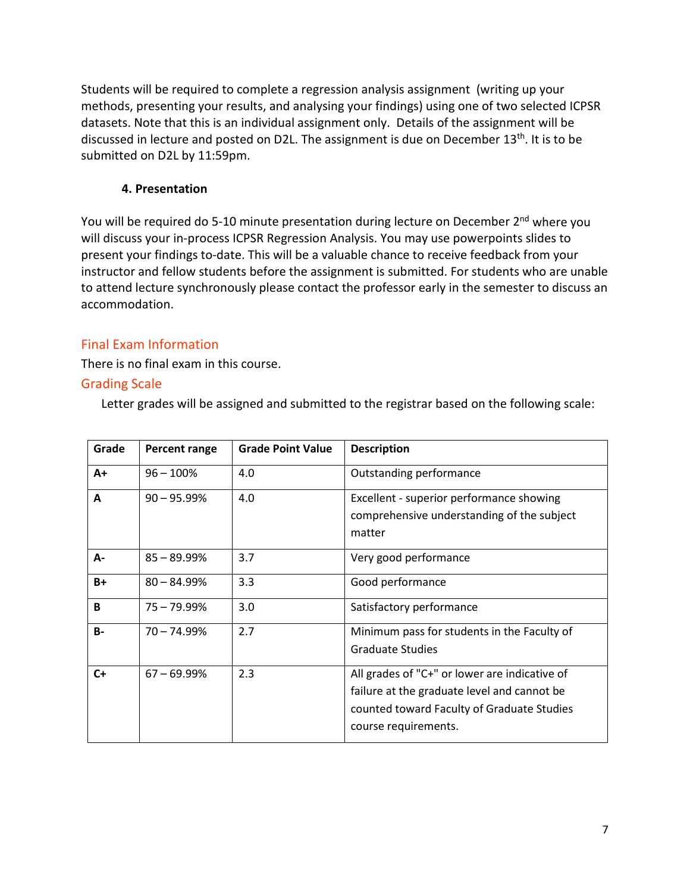Students will be required to complete a regression analysis assignment (writing up your methods, presenting your results, and analysing your findings) using one of two selected ICPSR datasets. Note that this is an individual assignment only. Details of the assignment will be discussed in lecture and posted on D2L. The assignment is due on December 13th. It is to be submitted on D2L by 11:59pm.

### 4. Presentation

You will be required do 5-10 minute presentation during lecture on December 2nd where you will discuss your in-process ICPSR Regression Analysis. You may use powerpoints slides to present your findings to-date. This will be a valuable chance to receive feedback from your instructor and fellow students before the assignment is submitted. For students who are unable to attend lecture synchronously please contact the professor early in the semester to discuss an accommodation.

## Final Exam Information

There is no final exam in this course.

## Grading Scale

Letter grades will be assigned and submitted to the registrar based on the following scale:

| Grade | Percent range | Grade Point Value | Description |
|---|---|---|---|
| **A+** | 96 – 100% | 4.0 | Outstanding performance |
| **A** | 90 – 95.99% | 4.0 | Excellent - superior performance showing comprehensive understanding of the subject matter |
| **A-** | 85 – 89.99% | 3.7 | Very good performance |
| **B+** | 80 – 84.99% | 3.3 | Good performance |
| **B** | 75 – 79.99% | 3.0 | Satisfactory performance |
| **B-** | 70 – 74.99% | 2.7 | Minimum pass for students in the Faculty of Graduate Studies |
| **C+** | 67 – 69.99% | 2.3 | All grades of "C+" or lower are indicative of failure at the graduate level and cannot be counted toward Faculty of Graduate Studies course requirements. |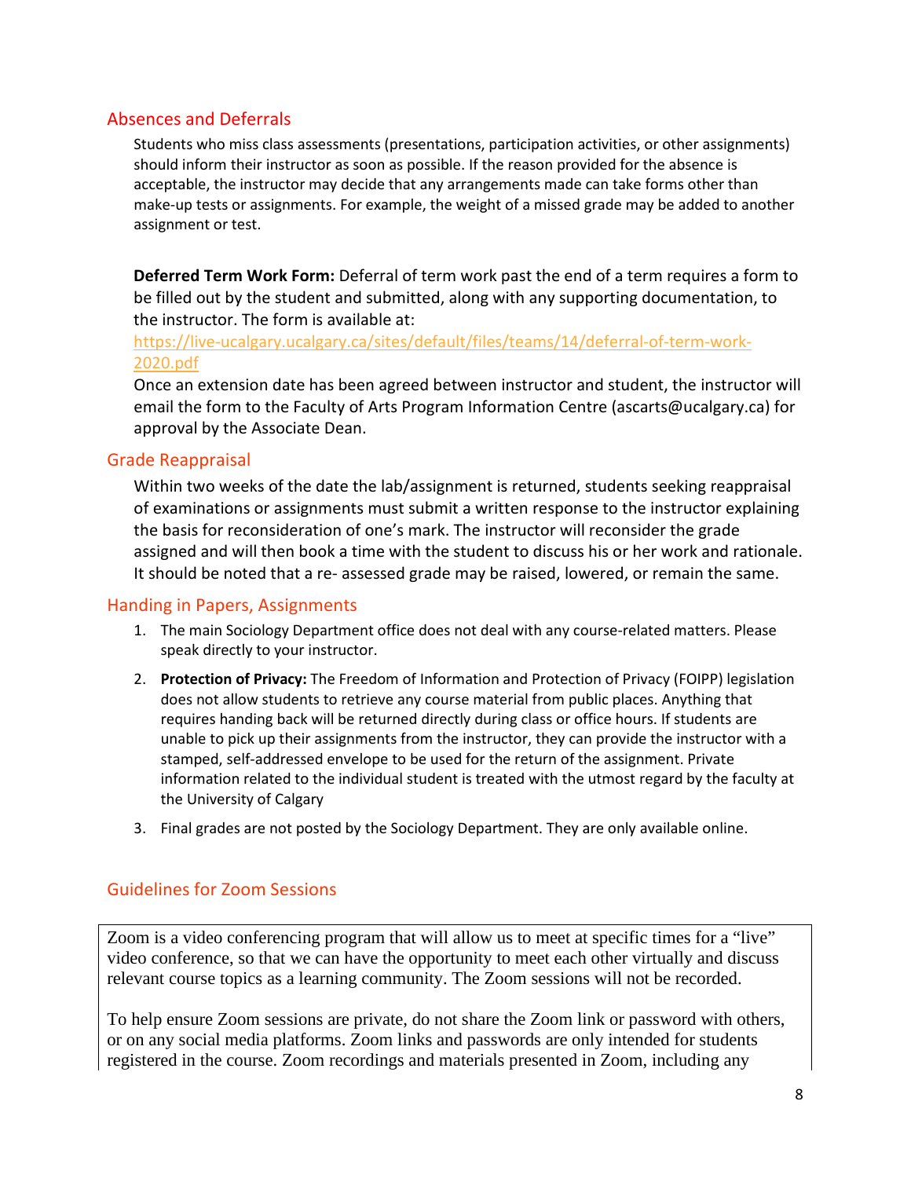## Absences and Deferrals

Students who miss class assessments (presentations, participation activities, or other assignments) should inform their instructor as soon as possible. If the reason provided for the absence is acceptable, the instructor may decide that any arrangements made can take forms other than make-up tests or assignments. For example, the weight of a missed grade may be added to another assignment or test.

**Deferred Term Work Form:** Deferral of term work past the end of a term requires a form to be filled out by the student and submitted, along with any supporting documentation, to the instructor. The form is available at: https://live-ucalgary.ucalgary.ca/sites/default/files/teams/14/deferral-of-term-work-2020.pdf
Once an extension date has been agreed between instructor and student, the instructor will email the form to the Faculty of Arts Program Information Centre (ascarts@ucalgary.ca) for approval by the Associate Dean.

## Grade Reappraisal

Within two weeks of the date the lab/assignment is returned, students seeking reappraisal of examinations or assignments must submit a written response to the instructor explaining the basis for reconsideration of one's mark. The instructor will reconsider the grade assigned and will then book a time with the student to discuss his or her work and rationale. It should be noted that a re- assessed grade may be raised, lowered, or remain the same.

## Handing in Papers, Assignments

1. The main Sociology Department office does not deal with any course-related matters. Please speak directly to your instructor.
2. **Protection of Privacy:** The Freedom of Information and Protection of Privacy (FOIPP) legislation does not allow students to retrieve any course material from public places. Anything that requires handing back will be returned directly during class or office hours. If students are unable to pick up their assignments from the instructor, they can provide the instructor with a stamped, self-addressed envelope to be used for the return of the assignment. Private information related to the individual student is treated with the utmost regard by the faculty at the University of Calgary
3. Final grades are not posted by the Sociology Department. They are only available online.

## Guidelines for Zoom Sessions

Zoom is a video conferencing program that will allow us to meet at specific times for a "live" video conference, so that we can have the opportunity to meet each other virtually and discuss relevant course topics as a learning community. The Zoom sessions will not be recorded.

To help ensure Zoom sessions are private, do not share the Zoom link or password with others, or on any social media platforms. Zoom links and passwords are only intended for students registered in the course. Zoom recordings and materials presented in Zoom, including any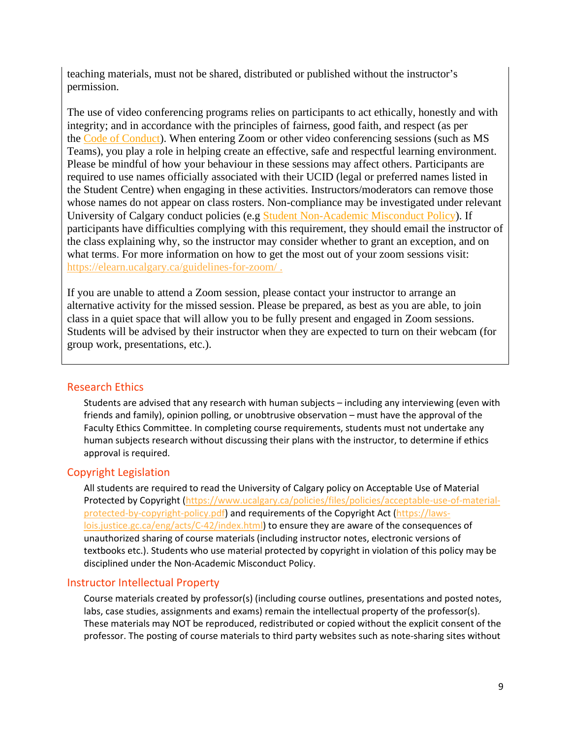teaching materials, must not be shared, distributed or published without the instructor's permission.

The use of video conferencing programs relies on participants to act ethically, honestly and with integrity; and in accordance with the principles of fairness, good faith, and respect (as per the [Code of Conduct](#)). When entering Zoom or other video conferencing sessions (such as MS Teams), you play a role in helping create an effective, safe and respectful learning environment. Please be mindful of how your behaviour in these sessions may affect others. Participants are required to use names officially associated with their UCID (legal or preferred names listed in the Student Centre) when engaging in these activities. Instructors/moderators can remove those whose names do not appear on class rosters. Non-compliance may be investigated under relevant University of Calgary conduct policies (e.g [Student Non-Academic Misconduct Policy](#)). If participants have difficulties complying with this requirement, they should email the instructor of the class explaining why, so the instructor may consider whether to grant an exception, and on what terms. For more information on how to get the most out of your zoom sessions visit: https://elearn.ucalgary.ca/guidelines-for-zoom/ .

If you are unable to attend a Zoom session, please contact your instructor to arrange an alternative activity for the missed session. Please be prepared, as best as you are able, to join class in a quiet space that will allow you to be fully present and engaged in Zoom sessions. Students will be advised by their instructor when they are expected to turn on their webcam (for group work, presentations, etc.).

## Research Ethics

Students are advised that any research with human subjects – including any interviewing (even with friends and family), opinion polling, or unobtrusive observation – must have the approval of the Faculty Ethics Committee. In completing course requirements, students must not undertake any human subjects research without discussing their plans with the instructor, to determine if ethics approval is required.

## Copyright Legislation

All students are required to read the University of Calgary policy on Acceptable Use of Material Protected by Copyright (https://www.ucalgary.ca/policies/files/policies/acceptable-use-of-material-protected-by-copyright-policy.pdf) and requirements of the Copyright Act (https://laws-lois.justice.gc.ca/eng/acts/C-42/index.html) to ensure they are aware of the consequences of unauthorized sharing of course materials (including instructor notes, electronic versions of textbooks etc.). Students who use material protected by copyright in violation of this policy may be disciplined under the Non-Academic Misconduct Policy.

## Instructor Intellectual Property

Course materials created by professor(s) (including course outlines, presentations and posted notes, labs, case studies, assignments and exams) remain the intellectual property of the professor(s). These materials may NOT be reproduced, redistributed or copied without the explicit consent of the professor. The posting of course materials to third party websites such as note-sharing sites without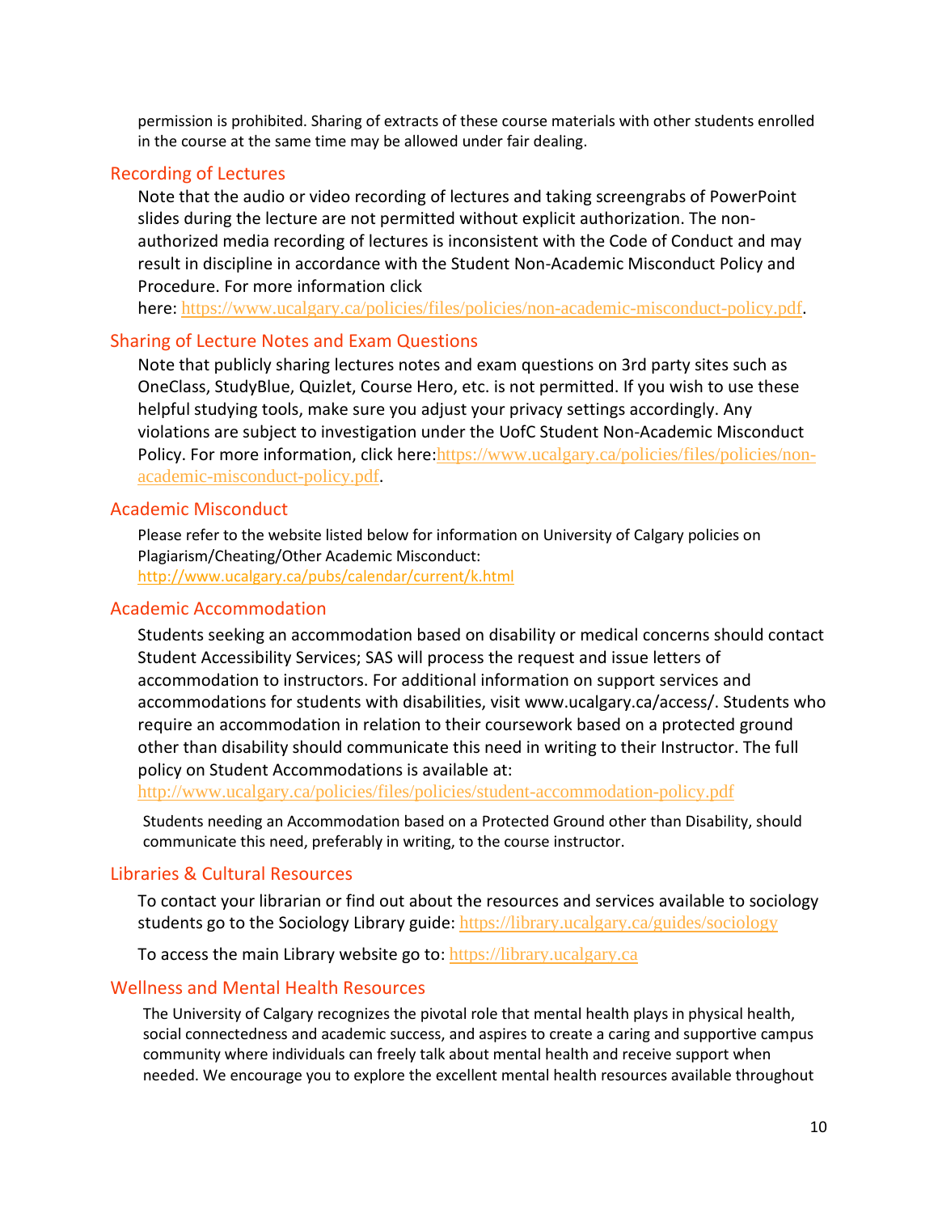permission is prohibited. Sharing of extracts of these course materials with other students enrolled in the course at the same time may be allowed under fair dealing.

## Recording of Lectures

Note that the audio or video recording of lectures and taking screengrabs of PowerPoint slides during the lecture are not permitted without explicit authorization. The non-authorized media recording of lectures is inconsistent with the Code of Conduct and may result in discipline in accordance with the Student Non-Academic Misconduct Policy and Procedure. For more information click here: https://www.ucalgary.ca/policies/files/policies/non-academic-misconduct-policy.pdf.

## Sharing of Lecture Notes and Exam Questions

Note that publicly sharing lectures notes and exam questions on 3rd party sites such as OneClass, StudyBlue, Quizlet, Course Hero, etc. is not permitted. If you wish to use these helpful studying tools, make sure you adjust your privacy settings accordingly. Any violations are subject to investigation under the UofC Student Non-Academic Misconduct Policy. For more information, click here:https://www.ucalgary.ca/policies/files/policies/non-academic-misconduct-policy.pdf.

## Academic Misconduct

Please refer to the website listed below for information on University of Calgary policies on Plagiarism/Cheating/Other Academic Misconduct:
http://www.ucalgary.ca/pubs/calendar/current/k.html

## Academic Accommodation

Students seeking an accommodation based on disability or medical concerns should contact Student Accessibility Services; SAS will process the request and issue letters of accommodation to instructors. For additional information on support services and accommodations for students with disabilities, visit www.ucalgary.ca/access/. Students who require an accommodation in relation to their coursework based on a protected ground other than disability should communicate this need in writing to their Instructor. The full policy on Student Accommodations is available at:
http://www.ucalgary.ca/policies/files/policies/student-accommodation-policy.pdf

Students needing an Accommodation based on a Protected Ground other than Disability, should communicate this need, preferably in writing, to the course instructor.

## Libraries & Cultural Resources

To contact your librarian or find out about the resources and services available to sociology students go to the Sociology Library guide: https://library.ucalgary.ca/guides/sociology

To access the main Library website go to: https://library.ucalgary.ca

## Wellness and Mental Health Resources

The University of Calgary recognizes the pivotal role that mental health plays in physical health, social connectedness and academic success, and aspires to create a caring and supportive campus community where individuals can freely talk about mental health and receive support when needed. We encourage you to explore the excellent mental health resources available throughout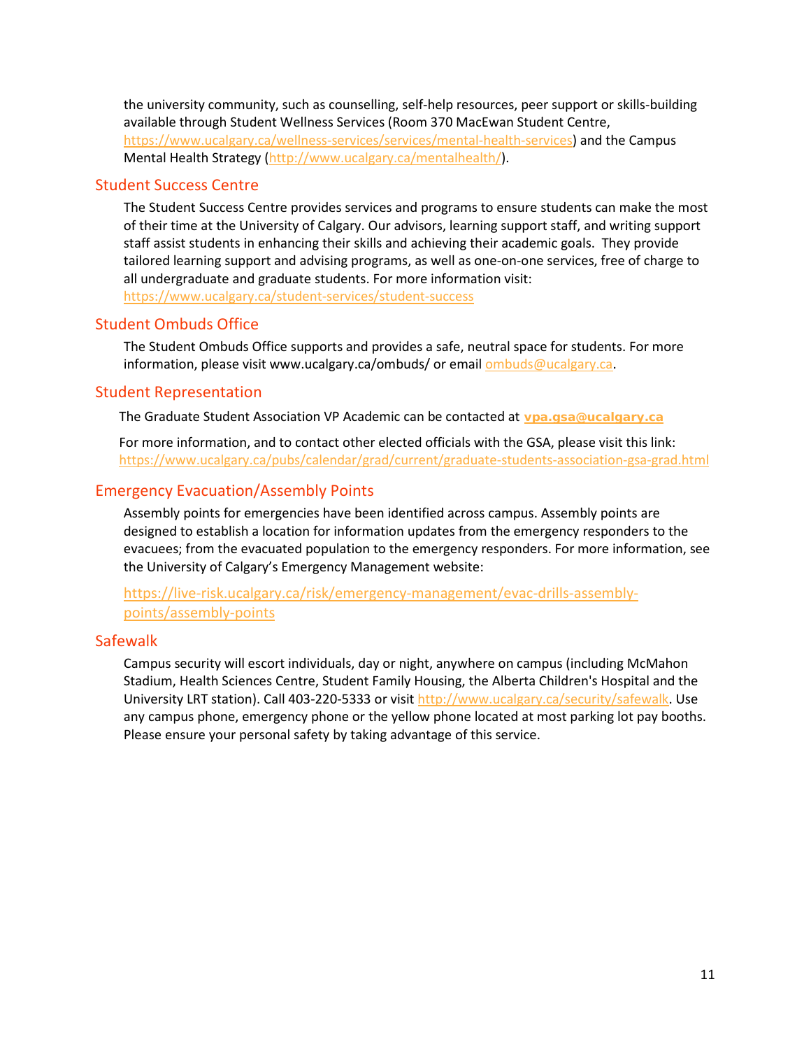the university community, such as counselling, self-help resources, peer support or skills-building available through Student Wellness Services (Room 370 MacEwan Student Centre, https://www.ucalgary.ca/wellness-services/services/mental-health-services) and the Campus Mental Health Strategy (http://www.ucalgary.ca/mentalhealth/).

## Student Success Centre

The Student Success Centre provides services and programs to ensure students can make the most of their time at the University of Calgary. Our advisors, learning support staff, and writing support staff assist students in enhancing their skills and achieving their academic goals. They provide tailored learning support and advising programs, as well as one-on-one services, free of charge to all undergraduate and graduate students. For more information visit: https://www.ucalgary.ca/student-services/student-success

## Student Ombuds Office

The Student Ombuds Office supports and provides a safe, neutral space for students. For more information, please visit www.ucalgary.ca/ombuds/ or email ombuds@ucalgary.ca.

## Student Representation

The Graduate Student Association VP Academic can be contacted at **vpa.gsa@ucalgary.ca**

For more information, and to contact other elected officials with the GSA, please visit this link: https://www.ucalgary.ca/pubs/calendar/grad/current/graduate-students-association-gsa-grad.html

## Emergency Evacuation/Assembly Points

Assembly points for emergencies have been identified across campus. Assembly points are designed to establish a location for information updates from the emergency responders to the evacuees; from the evacuated population to the emergency responders. For more information, see the University of Calgary's Emergency Management website:

https://live-risk.ucalgary.ca/risk/emergency-management/evac-drills-assembly-points/assembly-points

## Safewalk

Campus security will escort individuals, day or night, anywhere on campus (including McMahon Stadium, Health Sciences Centre, Student Family Housing, the Alberta Children's Hospital and the University LRT station). Call 403-220-5333 or visit http://www.ucalgary.ca/security/safewalk. Use any campus phone, emergency phone or the yellow phone located at most parking lot pay booths. Please ensure your personal safety by taking advantage of this service.